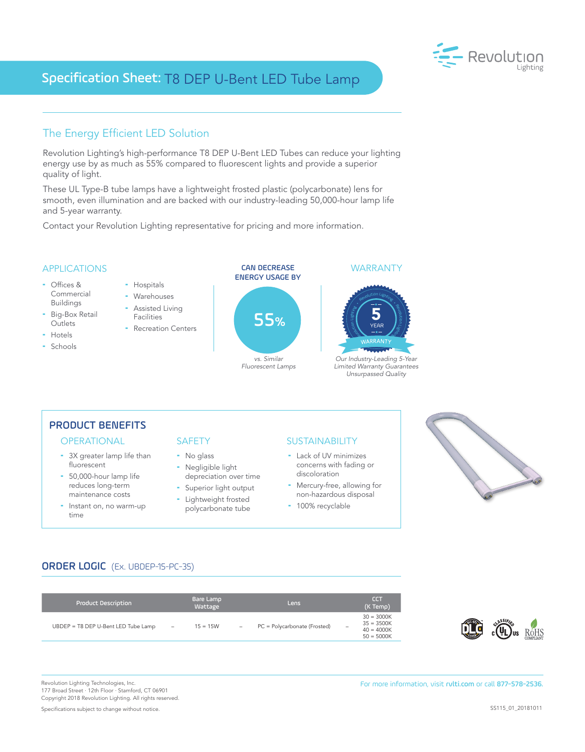# Specification Sheet: T8 DEP U-Bent LED Tube Lamp

## The Energy Efficient LED Solution

Revolution Lighting's high-performance T8 DEP U-Bent LED Tubes can reduce your lighting energy use by as much as 55% compared to fluorescent lights and provide a superior quality of light.

These UL Type-B tube lamps have a lightweight frosted plastic (polycarbonate) lens for smooth, even illumination and are backed with our industry-leading 50,000-hour lamp life and 5-year warranty.

Contact your Revolution Lighting representative for pricing and more information.

### APPLICATIONS

- Offices & Commercial Buildings
- Big-Box Retail Outlets
- Hotels
- Schools
- Hospitals
- Warehouses
- Assisted Living Facilities
- Recreation Centers

### CAN DECREASE ENERGY USAGE BY

**55%**

*vs. Similar Fluorescent Lamps*

### WARRANTY

5 YEAR WARRANTY

*Our Industry-Leading 5-Year Limited Warranty Guarantees Unsurpassed Quality*

## PRODUCT BENEFITS

### OPERATIONAL

- 3X greater lamp life than fluorescent
- 50,000-hour lamp life reduces long-term maintenance costs
- Instant on, no warm-up time

### SAFETY

- No glass
- Negligible light depreciation over time
- Superior light output
- Lightweight frosted polycarbonate tube

### SUSTAINABILITY

- Lack of UV minimizes concerns with fading or discoloration
- Mercury-free, allowing for non-hazardous disposal
- 100% recyclable

## ORDER LOGIC (Ex. UBDEP-15-PC-35)

| Product Description | | Bare Lamp Wattage | | Lens | | CCT (K Temp) |
|---|---|---|---|---|---|---|
| UBDEP = T8 DEP U-Bent LED Tube Lamp | – | 15 = 15W | – | PC = Polycarbonate (Frosted) | – | 30 = 3000K<br>35 = 3500K<br>40 = 4000K<br>50 = 5000K |

Revolution Lighting Technologies, Inc.
177 Broad Street · 12th Floor · Stamford, CT 06901
Copyright 2018 Revolution Lighting. All rights reserved.

Specifications subject to change without notice.

For more information, visit rvlti.com or call 877-578-2536.

SS115_01_20181011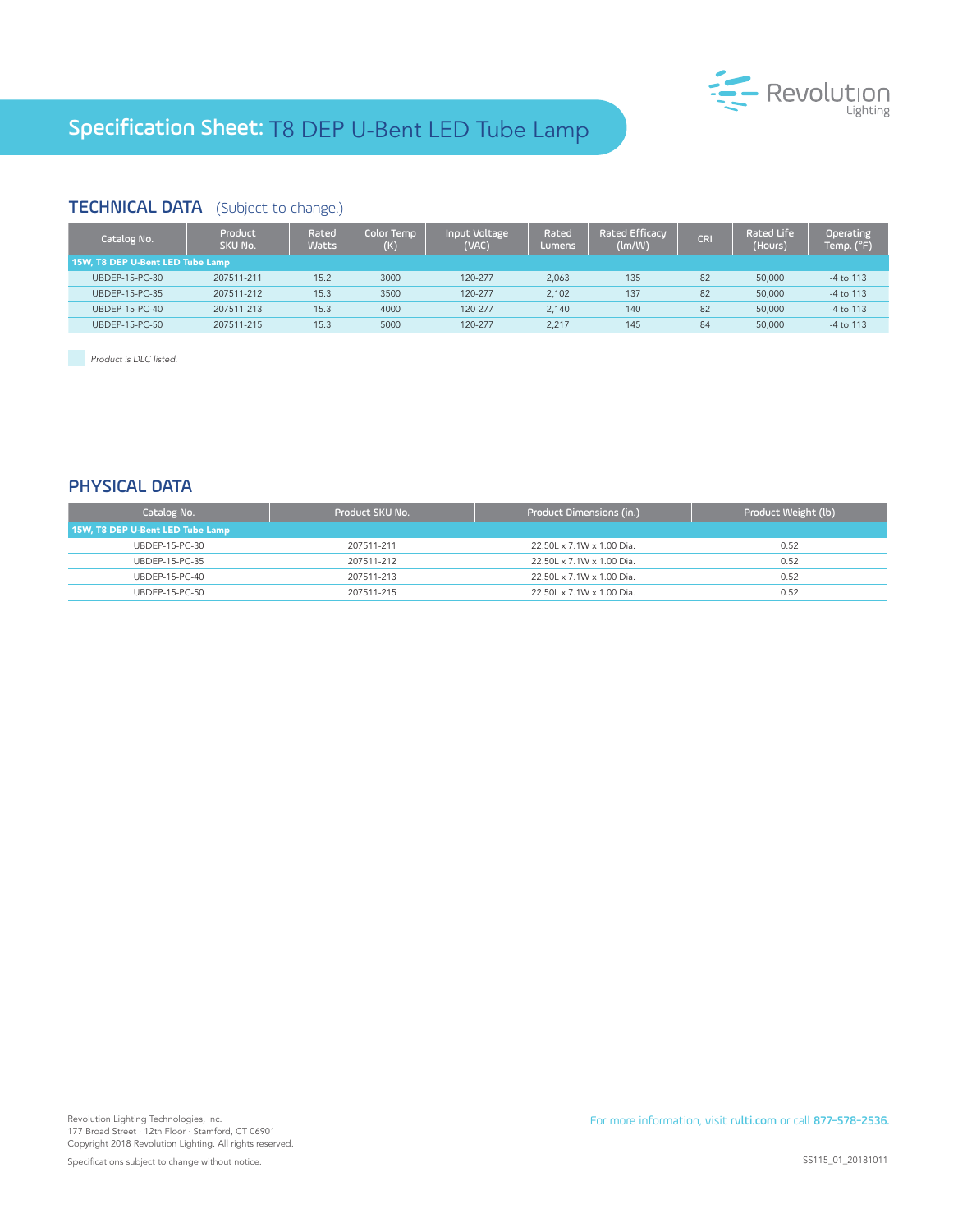# Specification Sheet: T8 DEP U-Bent LED Tube Lamp

## TECHNICAL DATA (Subject to change.)

| Catalog No. | Product SKU No. | Rated Watts | Color Temp (K) | Input Voltage (VAC) | Rated Lumens | Rated Efficacy (lm/W) | CRI | Rated Life (Hours) | Operating Temp. (°F) |
|---|---|---|---|---|---|---|---|---|---|
| **15W, T8 DEP U-Bent LED Tube Lamp** | | | | | | | | | |
| UBDEP-15-PC-30 | 207511-211 | 15.2 | 3000 | 120-277 | 2,063 | 135 | 82 | 50,000 | -4 to 113 |
| UBDEP-15-PC-35 | 207511-212 | 15.3 | 3500 | 120-277 | 2,102 | 137 | 82 | 50,000 | -4 to 113 |
| UBDEP-15-PC-40 | 207511-213 | 15.3 | 4000 | 120-277 | 2,140 | 140 | 82 | 50,000 | -4 to 113 |
| UBDEP-15-PC-50 | 207511-215 | 15.3 | 5000 | 120-277 | 2,217 | 145 | 84 | 50,000 | -4 to 113 |

*Product is DLC listed.*

## PHYSICAL DATA

| Catalog No. | Product SKU No. | Product Dimensions (in.) | Product Weight (lb) |
|---|---|---|---|
| **15W, T8 DEP U-Bent LED Tube Lamp** | | | |
| UBDEP-15-PC-30 | 207511-211 | 22.50L x 7.1W x 1.00 Dia. | 0.52 |
| UBDEP-15-PC-35 | 207511-212 | 22.50L x 7.1W x 1.00 Dia. | 0.52 |
| UBDEP-15-PC-40 | 207511-213 | 22.50L x 7.1W x 1.00 Dia. | 0.52 |
| UBDEP-15-PC-50 | 207511-215 | 22.50L x 7.1W x 1.00 Dia. | 0.52 |

Revolution Lighting Technologies, Inc.
177 Broad Street · 12th Floor · Stamford, CT 06901
Copyright 2018 Revolution Lighting. All rights reserved.

Specifications subject to change without notice.

For more information, visit rvlti.com or call 877-578-2536.

SS115_01_20181011